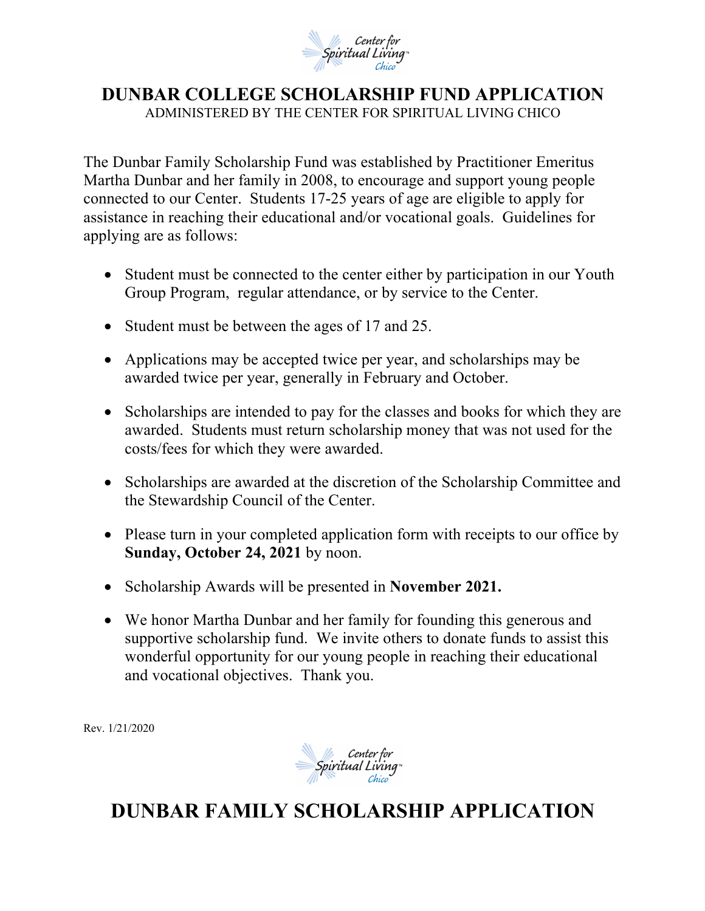# DUNBAR COLLEGE SCHOLARSHIP FUND APPLICATION

ADMINISTERED BY THE CENTER FOR SPIRITUAL LIVING CHICO

The Dunbar Family Scholarship Fund was established by Practitioner Emeritus Martha Dunbar and her family in 2008, to encourage and support young people connected to our Center. Students 17-25 years of age are eligible to apply for assistance in reaching their educational and/or vocational goals. Guidelines for applying are as follows:

- Student must be connected to the center either by participation in our Youth Group Program, regular attendance, or by service to the Center.
- Student must be between the ages of 17 and 25.
- Applications may be accepted twice per year, and scholarships may be awarded twice per year, generally in February and October.
- Scholarships are intended to pay for the classes and books for which they are awarded. Students must return scholarship money that was not used for the costs/fees for which they were awarded.
- Scholarships are awarded at the discretion of the Scholarship Committee and the Stewardship Council of the Center.
- Please turn in your completed application form with receipts to our office by **Sunday, October 24, 2021** by noon.
- Scholarship Awards will be presented in **November 2021.**
- We honor Martha Dunbar and her family for founding this generous and supportive scholarship fund. We invite others to donate funds to assist this wonderful opportunity for our young people in reaching their educational and vocational objectives. Thank you.

Rev. 1/21/2020

# DUNBAR FAMILY SCHOLARSHIP APPLICATION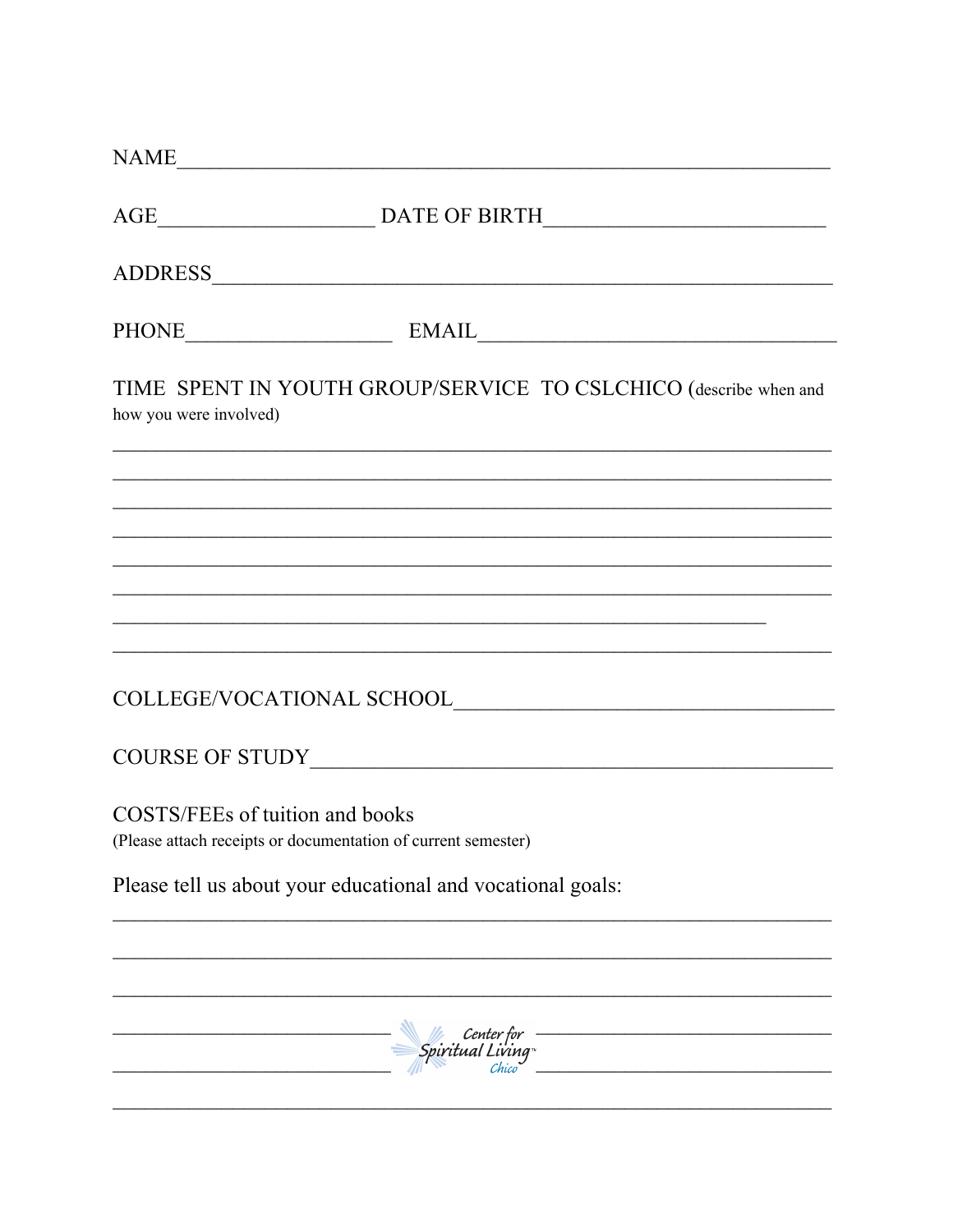NAME______________________________________________________________

AGE____________________ DATE OF BIRTH__________________________

ADDRESS__________________________________________________________

PHONE___________________ EMAIL__________________________________

TIME SPENT IN YOUTH GROUP/SERVICE TO CSLCHICO (describe when and how you were involved)

___________________________________________________________________

___________________________________________________________________

___________________________________________________________________

___________________________________________________________________

___________________________________________________________________

___________________________________________________________________

_____________________________________________________________

___________________________________________________________________

COLLEGE/VOCATIONAL SCHOOL___________________________________

COURSE OF STUDY__________________________________________________

COSTS/FEEs of tuition and books
(Please attach receipts or documentation of current semester)

Please tell us about your educational and vocational goals:

___________________________________________________________________

___________________________________________________________________

___________________________________________________________________

__________________________ Center for Spiritual Living Chico __________________________

__________________________ __________________________

___________________________________________________________________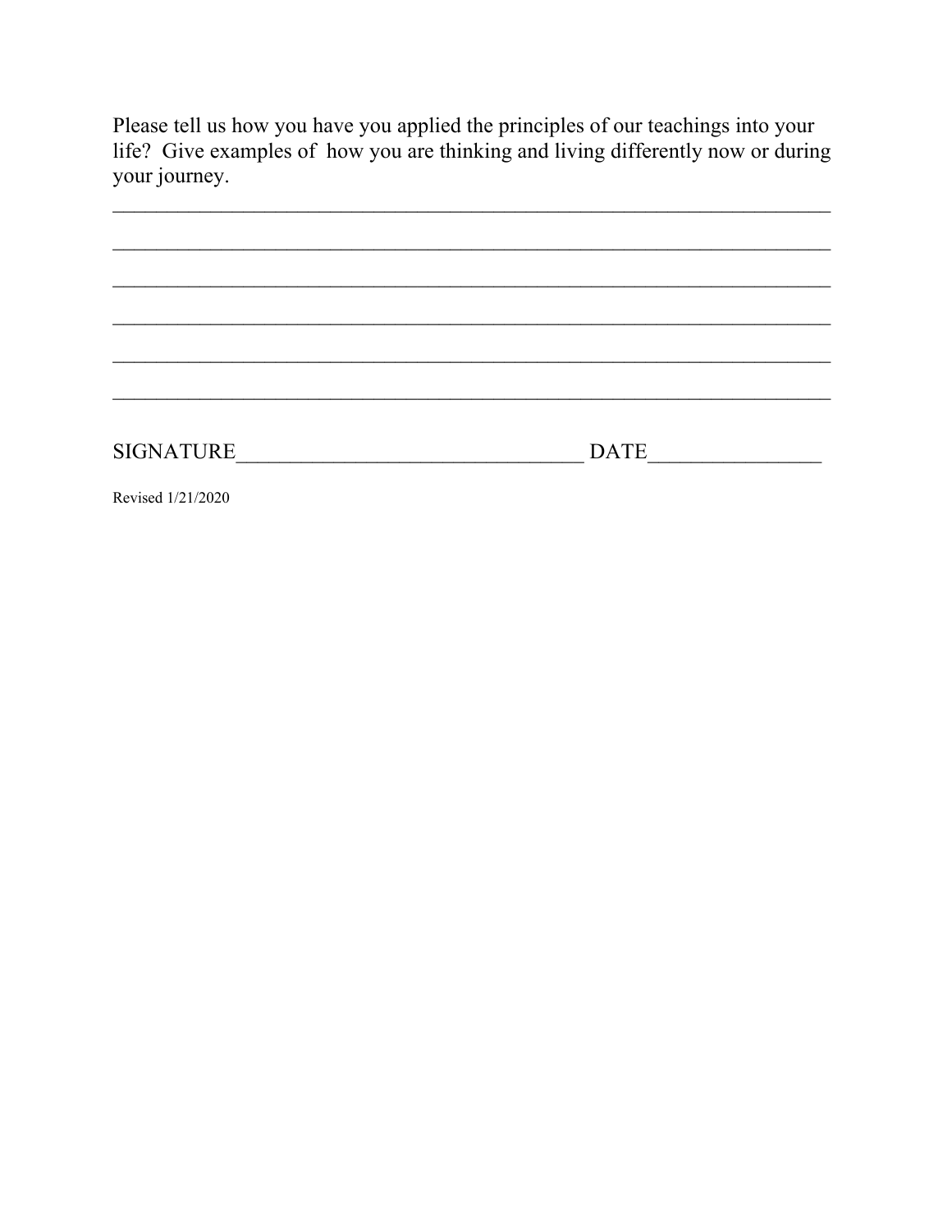Please tell us how you have you applied the principles of our teachings into your life? Give examples of how you are thinking and living differently now or during your journey.

\_\_\_\_\_\_\_\_\_\_\_\_\_\_\_\_\_\_\_\_\_\_\_\_\_\_\_\_\_\_\_\_\_\_\_\_\_\_\_\_\_\_\_\_\_\_\_\_\_\_\_\_\_\_\_\_\_\_\_\_\_\_\_\_\_\_\_\_\_\_

\_\_\_\_\_\_\_\_\_\_\_\_\_\_\_\_\_\_\_\_\_\_\_\_\_\_\_\_\_\_\_\_\_\_\_\_\_\_\_\_\_\_\_\_\_\_\_\_\_\_\_\_\_\_\_\_\_\_\_\_\_\_\_\_\_\_\_\_\_\_

\_\_\_\_\_\_\_\_\_\_\_\_\_\_\_\_\_\_\_\_\_\_\_\_\_\_\_\_\_\_\_\_\_\_\_\_\_\_\_\_\_\_\_\_\_\_\_\_\_\_\_\_\_\_\_\_\_\_\_\_\_\_\_\_\_\_\_\_\_\_

\_\_\_\_\_\_\_\_\_\_\_\_\_\_\_\_\_\_\_\_\_\_\_\_\_\_\_\_\_\_\_\_\_\_\_\_\_\_\_\_\_\_\_\_\_\_\_\_\_\_\_\_\_\_\_\_\_\_\_\_\_\_\_\_\_\_\_\_\_\_

\_\_\_\_\_\_\_\_\_\_\_\_\_\_\_\_\_\_\_\_\_\_\_\_\_\_\_\_\_\_\_\_\_\_\_\_\_\_\_\_\_\_\_\_\_\_\_\_\_\_\_\_\_\_\_\_\_\_\_\_\_\_\_\_\_\_\_\_\_\_

\_\_\_\_\_\_\_\_\_\_\_\_\_\_\_\_\_\_\_\_\_\_\_\_\_\_\_\_\_\_\_\_\_\_\_\_\_\_\_\_\_\_\_\_\_\_\_\_\_\_\_\_\_\_\_\_\_\_\_\_\_\_\_\_\_\_\_\_\_\_

SIGNATURE\_\_\_\_\_\_\_\_\_\_\_\_\_\_\_\_\_\_\_\_\_\_\_\_\_\_\_\_\_\_\_\_\_ DATE\_\_\_\_\_\_\_\_\_\_\_\_\_\_\_\_

Revised 1/21/2020